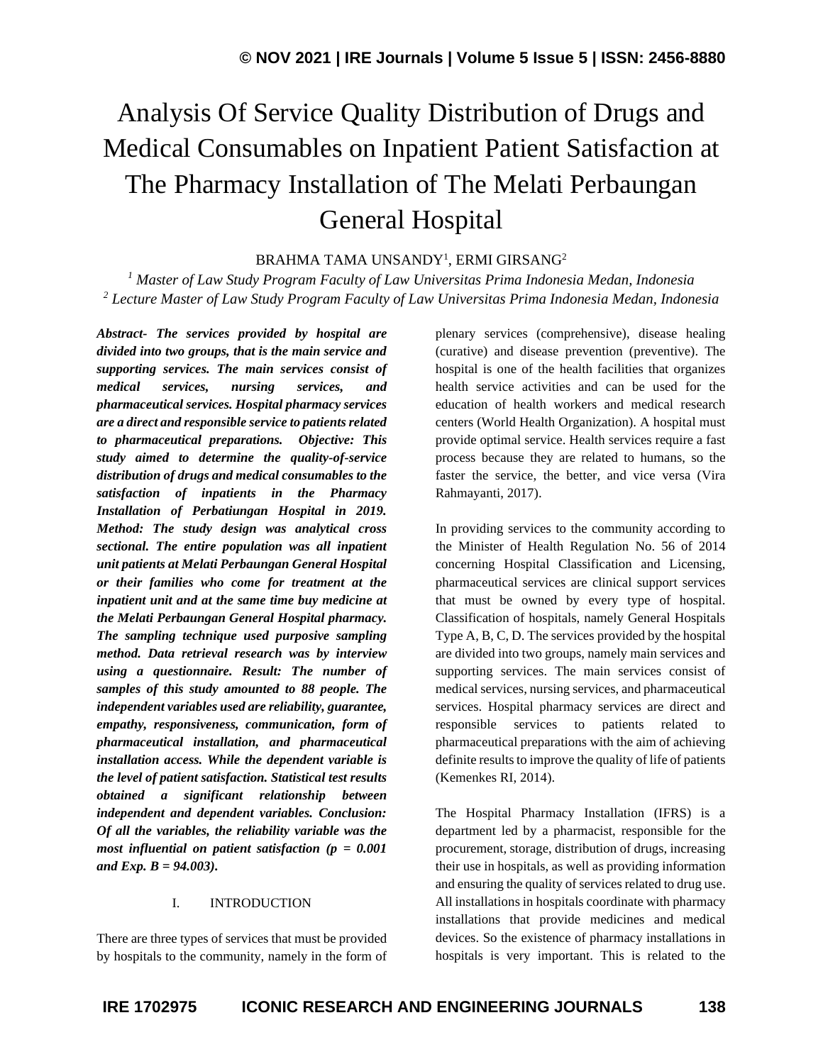# Analysis Of Service Quality Distribution of Drugs and Medical Consumables on Inpatient Patient Satisfaction at The Pharmacy Installation of The Melati Perbaungan General Hospital

BRAHMA TAMA UNSANDY[1], ERMI GIRSANG[2]

[1] *Master of Law Study Program Faculty of Law Universitas Prima Indonesia Medan, Indonesia*
[2] *Lecture Master of Law Study Program Faculty of Law Universitas Prima Indonesia Medan, Indonesia*

***Abstract- The services provided by hospital are divided into two groups, that is the main service and supporting services. The main services consist of medical services, nursing services, and pharmaceutical services. Hospital pharmacy services are a direct and responsible service to patients related to pharmaceutical preparations. Objective: This study aimed to determine the quality-of-service distribution of drugs and medical consumables to the satisfaction of inpatients in the Pharmacy Installation of Perbatiungan Hospital in 2019. Method: The study design was analytical cross sectional. The entire population was all inpatient unit patients at Melati Perbaungan General Hospital or their families who come for treatment at the inpatient unit and at the same time buy medicine at the Melati Perbaungan General Hospital pharmacy. The sampling technique used purposive sampling method. Data retrieval research was by interview using a questionnaire. Result: The number of samples of this study amounted to 88 people. The independent variables used are reliability, guarantee, empathy, responsiveness, communication, form of pharmaceutical installation, and pharmaceutical installation access. While the dependent variable is the level of patient satisfaction. Statistical test results obtained a significant relationship between independent and dependent variables. Conclusion: Of all the variables, the reliability variable was the most influential on patient satisfaction (p = 0.001 and Exp. B = 94.003).***

## I. INTRODUCTION

There are three types of services that must be provided by hospitals to the community, namely in the form of plenary services (comprehensive), disease healing (curative) and disease prevention (preventive). The hospital is one of the health facilities that organizes health service activities and can be used for the education of health workers and medical research centers (World Health Organization). A hospital must provide optimal service. Health services require a fast process because they are related to humans, so the faster the service, the better, and vice versa (Vira Rahmayanti, 2017).

In providing services to the community according to the Minister of Health Regulation No. 56 of 2014 concerning Hospital Classification and Licensing, pharmaceutical services are clinical support services that must be owned by every type of hospital. Classification of hospitals, namely General Hospitals Type A, B, C, D. The services provided by the hospital are divided into two groups, namely main services and supporting services. The main services consist of medical services, nursing services, and pharmaceutical services. Hospital pharmacy services are direct and responsible services to patients related to pharmaceutical preparations with the aim of achieving definite results to improve the quality of life of patients (Kemenkes RI, 2014).

The Hospital Pharmacy Installation (IFRS) is a department led by a pharmacist, responsible for the procurement, storage, distribution of drugs, increasing their use in hospitals, as well as providing information and ensuring the quality of services related to drug use. All installations in hospitals coordinate with pharmacy installations that provide medicines and medical devices. So the existence of pharmacy installations in hospitals is very important. This is related to the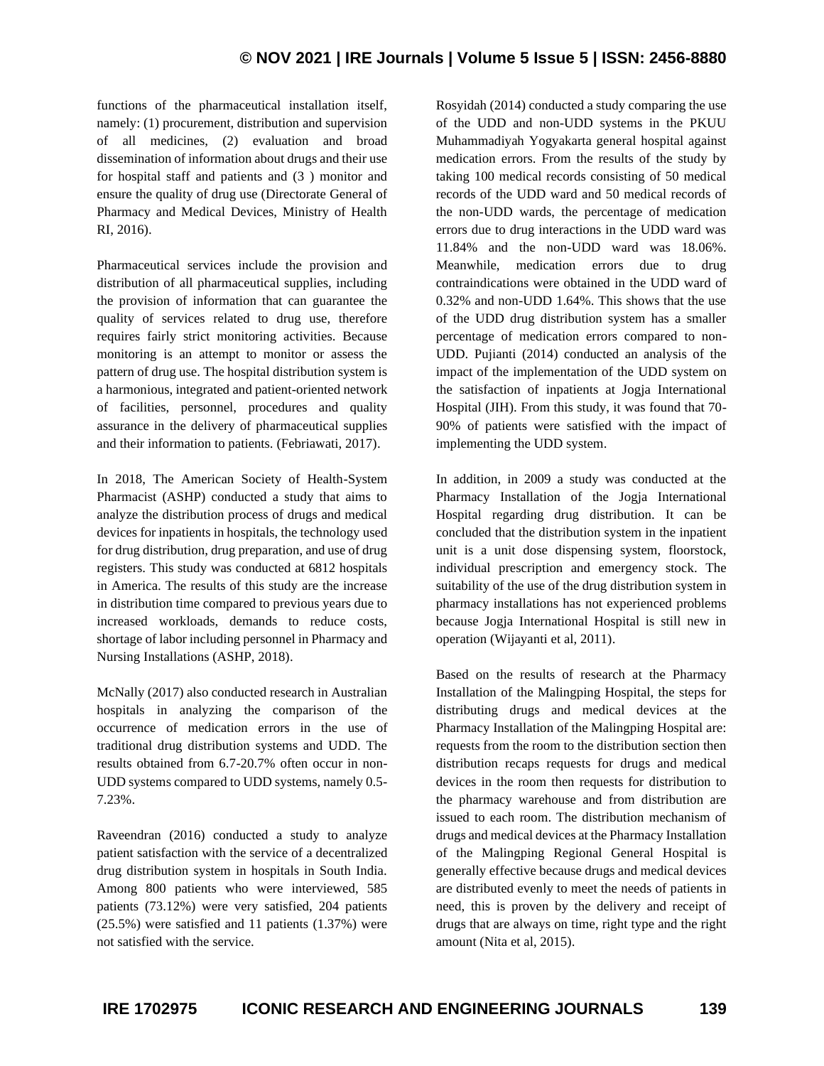functions of the pharmaceutical installation itself, namely: (1) procurement, distribution and supervision of all medicines, (2) evaluation and broad dissemination of information about drugs and their use for hospital staff and patients and (3 ) monitor and ensure the quality of drug use (Directorate General of Pharmacy and Medical Devices, Ministry of Health RI, 2016).

Pharmaceutical services include the provision and distribution of all pharmaceutical supplies, including the provision of information that can guarantee the quality of services related to drug use, therefore requires fairly strict monitoring activities. Because monitoring is an attempt to monitor or assess the pattern of drug use. The hospital distribution system is a harmonious, integrated and patient-oriented network of facilities, personnel, procedures and quality assurance in the delivery of pharmaceutical supplies and their information to patients. (Febriawati, 2017).

In 2018, The American Society of Health-System Pharmacist (ASHP) conducted a study that aims to analyze the distribution process of drugs and medical devices for inpatients in hospitals, the technology used for drug distribution, drug preparation, and use of drug registers. This study was conducted at 6812 hospitals in America. The results of this study are the increase in distribution time compared to previous years due to increased workloads, demands to reduce costs, shortage of labor including personnel in Pharmacy and Nursing Installations (ASHP, 2018).

McNally (2017) also conducted research in Australian hospitals in analyzing the comparison of the occurrence of medication errors in the use of traditional drug distribution systems and UDD. The results obtained from 6.7-20.7% often occur in non-UDD systems compared to UDD systems, namely 0.5-7.23%.

Raveendran (2016) conducted a study to analyze patient satisfaction with the service of a decentralized drug distribution system in hospitals in South India. Among 800 patients who were interviewed, 585 patients (73.12%) were very satisfied, 204 patients (25.5%) were satisfied and 11 patients (1.37%) were not satisfied with the service.

Rosyidah (2014) conducted a study comparing the use of the UDD and non-UDD systems in the PKUU Muhammadiyah Yogyakarta general hospital against medication errors. From the results of the study by taking 100 medical records consisting of 50 medical records of the UDD ward and 50 medical records of the non-UDD wards, the percentage of medication errors due to drug interactions in the UDD ward was 11.84% and the non-UDD ward was 18.06%. Meanwhile, medication errors due to drug contraindications were obtained in the UDD ward of 0.32% and non-UDD 1.64%. This shows that the use of the UDD drug distribution system has a smaller percentage of medication errors compared to non-UDD. Pujianti (2014) conducted an analysis of the impact of the implementation of the UDD system on the satisfaction of inpatients at Jogja International Hospital (JIH). From this study, it was found that 70-90% of patients were satisfied with the impact of implementing the UDD system.

In addition, in 2009 a study was conducted at the Pharmacy Installation of the Jogja International Hospital regarding drug distribution. It can be concluded that the distribution system in the inpatient unit is a unit dose dispensing system, floorstock, individual prescription and emergency stock. The suitability of the use of the drug distribution system in pharmacy installations has not experienced problems because Jogja International Hospital is still new in operation (Wijayanti et al, 2011).

Based on the results of research at the Pharmacy Installation of the Malingping Hospital, the steps for distributing drugs and medical devices at the Pharmacy Installation of the Malingping Hospital are: requests from the room to the distribution section then distribution recaps requests for drugs and medical devices in the room then requests for distribution to the pharmacy warehouse and from distribution are issued to each room. The distribution mechanism of drugs and medical devices at the Pharmacy Installation of the Malingping Regional General Hospital is generally effective because drugs and medical devices are distributed evenly to meet the needs of patients in need, this is proven by the delivery and receipt of drugs that are always on time, right type and the right amount (Nita et al, 2015).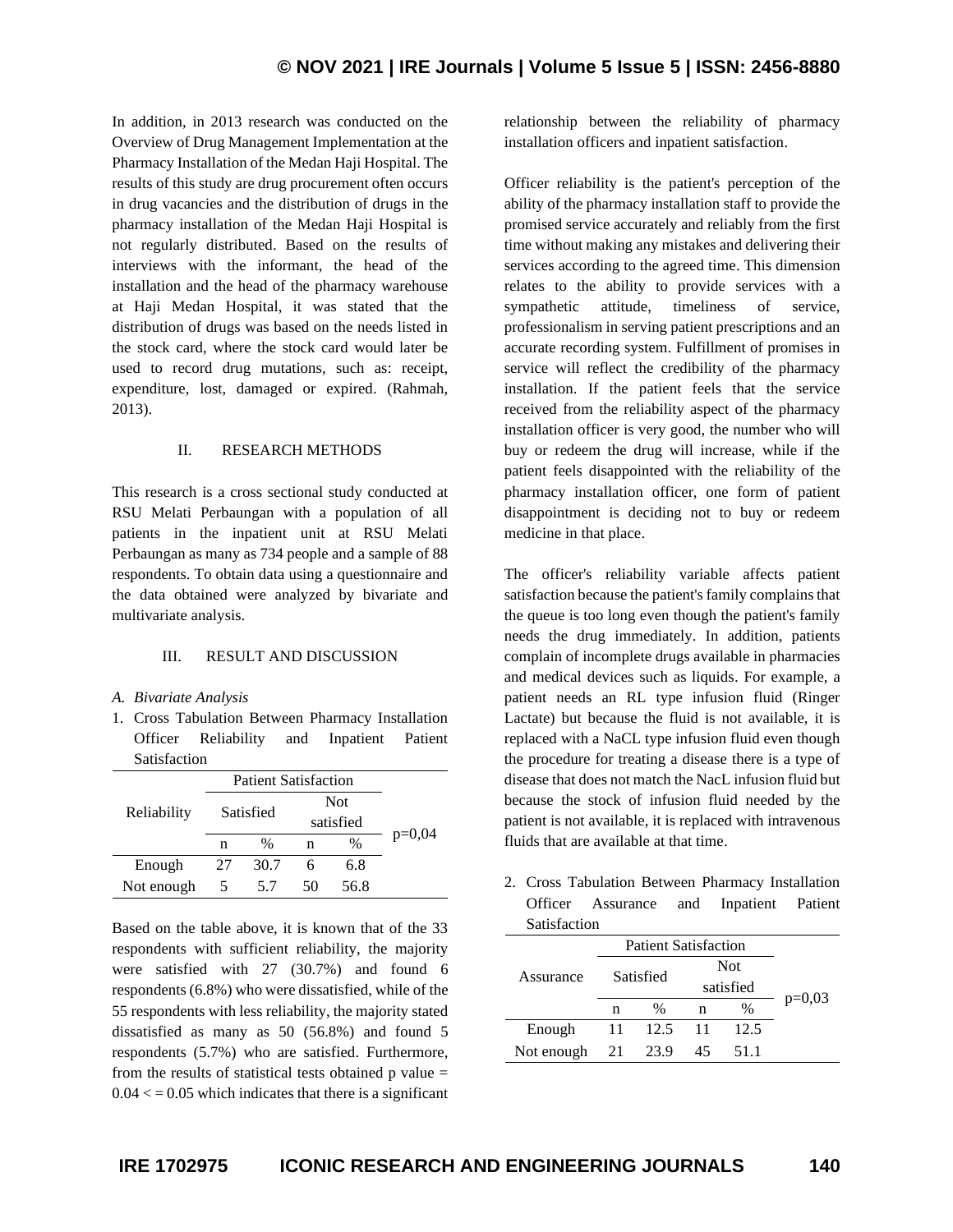In addition, in 2013 research was conducted on the Overview of Drug Management Implementation at the Pharmacy Installation of the Medan Haji Hospital. The results of this study are drug procurement often occurs in drug vacancies and the distribution of drugs in the pharmacy installation of the Medan Haji Hospital is not regularly distributed. Based on the results of interviews with the informant, the head of the installation and the head of the pharmacy warehouse at Haji Medan Hospital, it was stated that the distribution of drugs was based on the needs listed in the stock card, where the stock card would later be used to record drug mutations, such as: receipt, expenditure, lost, damaged or expired. (Rahmah, 2013).

## II. RESEARCH METHODS

This research is a cross sectional study conducted at RSU Melati Perbaungan with a population of all patients in the inpatient unit at RSU Melati Perbaungan as many as 734 people and a sample of 88 respondents. To obtain data using a questionnaire and the data obtained were analyzed by bivariate and multivariate analysis.

## III. RESULT AND DISCUSSION

### *A. Bivariate Analysis*

1. Cross Tabulation Between Pharmacy Installation Officer Reliability and Inpatient Patient Satisfaction

| Reliability | Patient Satisfaction | | | | p=0,04 |
|---|---|---|---|---|---|
| | Satisfied | | Not satisfied | | |
| | n | % | n | % | |
| Enough | 27 | 30.7 | 6 | 6.8 | |
| Not enough | 5 | 5.7 | 50 | 56.8 | |

Based on the table above, it is known that of the 33 respondents with sufficient reliability, the majority were satisfied with 27 (30.7%) and found 6 respondents (6.8%) who were dissatisfied, while of the 55 respondents with less reliability, the majority stated dissatisfied as many as 50 (56.8%) and found 5 respondents (5.7%) who are satisfied. Furthermore, from the results of statistical tests obtained p value = 0.04 < = 0.05 which indicates that there is a significant relationship between the reliability of pharmacy installation officers and inpatient satisfaction.

Officer reliability is the patient's perception of the ability of the pharmacy installation staff to provide the promised service accurately and reliably from the first time without making any mistakes and delivering their services according to the agreed time. This dimension relates to the ability to provide services with a sympathetic attitude, timeliness of service, professionalism in serving patient prescriptions and an accurate recording system. Fulfillment of promises in service will reflect the credibility of the pharmacy installation. If the patient feels that the service received from the reliability aspect of the pharmacy installation officer is very good, the number who will buy or redeem the drug will increase, while if the patient feels disappointed with the reliability of the pharmacy installation officer, one form of patient disappointment is deciding not to buy or redeem medicine in that place.

The officer's reliability variable affects patient satisfaction because the patient's family complains that the queue is too long even though the patient's family needs the drug immediately. In addition, patients complain of incomplete drugs available in pharmacies and medical devices such as liquids. For example, a patient needs an RL type infusion fluid (Ringer Lactate) but because the fluid is not available, it is replaced with a NaCL type infusion fluid even though the procedure for treating a disease there is a type of disease that does not match the NacL infusion fluid but because the stock of infusion fluid needed by the patient is not available, it is replaced with intravenous fluids that are available at that time.

2. Cross Tabulation Between Pharmacy Installation Officer Assurance and Inpatient Patient Satisfaction

| Assurance | Patient Satisfaction | | | | p=0,03 |
|---|---|---|---|---|---|
| | Satisfied | | Not satisfied | | |
| | n | % | n | % | |
| Enough | 11 | 12.5 | 11 | 12.5 | |
| Not enough | 21 | 23.9 | 45 | 51.1 | |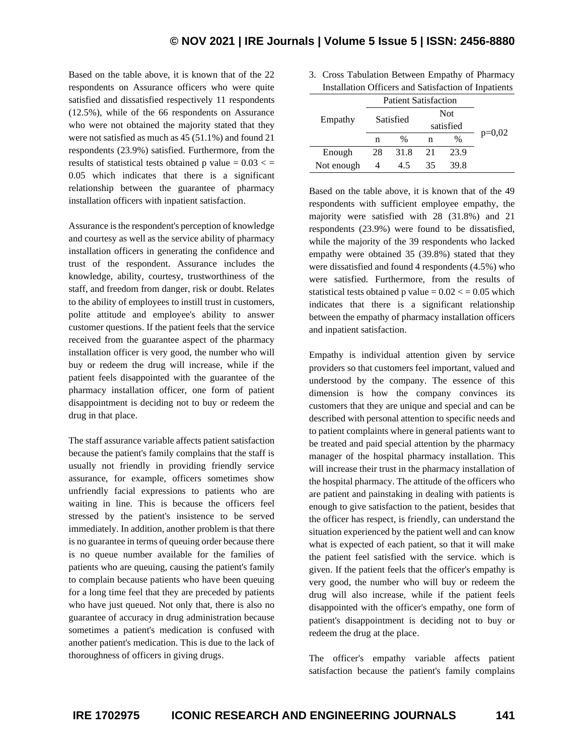Based on the table above, it is known that of the 22 respondents on Assurance officers who were quite satisfied and dissatisfied respectively 11 respondents (12.5%), while of the 66 respondents on Assurance who were not obtained the majority stated that they were not satisfied as much as 45 (51.1%) and found 21 respondents (23.9%) satisfied. Furthermore, from the results of statistical tests obtained p value = 0.03 < = 0.05 which indicates that there is a significant relationship between the guarantee of pharmacy installation officers with inpatient satisfaction.

Assurance is the respondent's perception of knowledge and courtesy as well as the service ability of pharmacy installation officers in generating the confidence and trust of the respondent. Assurance includes the knowledge, ability, courtesy, trustworthiness of the staff, and freedom from danger, risk or doubt. Relates to the ability of employees to instill trust in customers, polite attitude and employee's ability to answer customer questions. If the patient feels that the service received from the guarantee aspect of the pharmacy installation officer is very good, the number who will buy or redeem the drug will increase, while if the patient feels disappointed with the guarantee of the pharmacy installation officer, one form of patient disappointment is deciding not to buy or redeem the drug in that place.

The staff assurance variable affects patient satisfaction because the patient's family complains that the staff is usually not friendly in providing friendly service assurance, for example, officers sometimes show unfriendly facial expressions to patients who are waiting in line. This is because the officers feel stressed by the patient's insistence to be served immediately. In addition, another problem is that there is no guarantee in terms of queuing order because there is no queue number available for the families of patients who are queuing, causing the patient's family to complain because patients who have been queuing for a long time feel that they are preceded by patients who have just queued. Not only that, there is also no guarantee of accuracy in drug administration because sometimes a patient's medication is confused with another patient's medication. This is due to the lack of thoroughness of officers in giving drugs.

3. Cross Tabulation Between Empathy of Pharmacy Installation Officers and Satisfaction of Inpatients

| Empathy | Patient Satisfaction | | | | |
|---|---|---|---|---|---|
| | Satisfied | | Not satisfied | | |
| | n | % | n | % | p=0,02 |
| Enough | 28 | 31.8 | 21 | 23.9 | |
| Not enough | 4 | 4.5 | 35 | 39.8 | |

Based on the table above, it is known that of the 49 respondents with sufficient employee empathy, the majority were satisfied with 28 (31.8%) and 21 respondents (23.9%) were found to be dissatisfied, while the majority of the 39 respondents who lacked empathy were obtained 35 (39.8%) stated that they were dissatisfied and found 4 respondents (4.5%) who were satisfied. Furthermore, from the results of statistical tests obtained p value = 0.02 < = 0.05 which indicates that there is a significant relationship between the empathy of pharmacy installation officers and inpatient satisfaction.

Empathy is individual attention given by service providers so that customers feel important, valued and understood by the company. The essence of this dimension is how the company convinces its customers that they are unique and special and can be described with personal attention to specific needs and to patient complaints where in general patients want to be treated and paid special attention by the pharmacy manager of the hospital pharmacy installation. This will increase their trust in the pharmacy installation of the hospital pharmacy. The attitude of the officers who are patient and painstaking in dealing with patients is enough to give satisfaction to the patient, besides that the officer has respect, is friendly, can understand the situation experienced by the patient well and can know what is expected of each patient, so that it will make the patient feel satisfied with the service. which is given. If the patient feels that the officer's empathy is very good, the number who will buy or redeem the drug will also increase, while if the patient feels disappointed with the officer's empathy, one form of patient's disappointment is deciding not to buy or redeem the drug at the place.

The officer's empathy variable affects patient satisfaction because the patient's family complains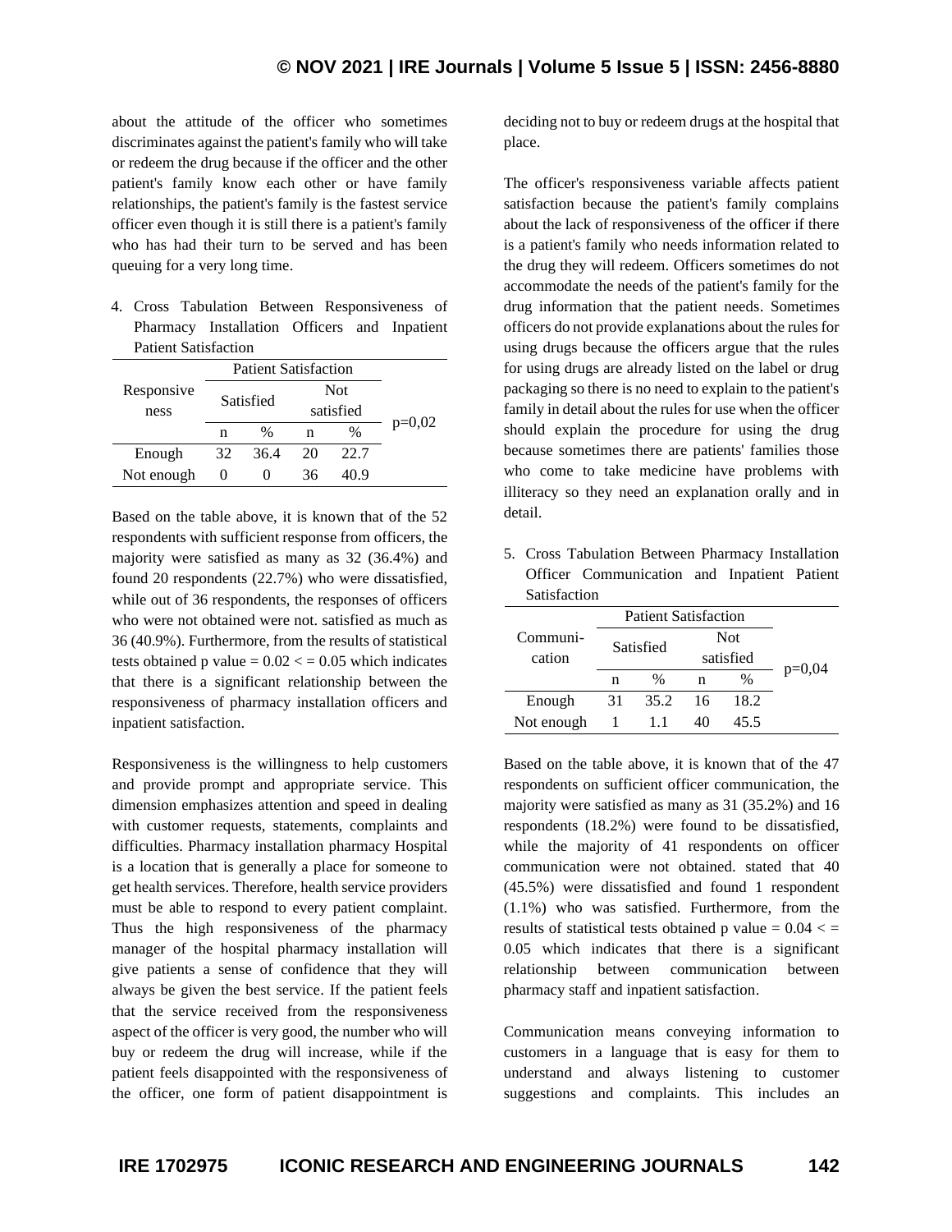about the attitude of the officer who sometimes discriminates against the patient's family who will take or redeem the drug because if the officer and the other patient's family know each other or have family relationships, the patient's family is the fastest service officer even though it is still there is a patient's family who has had their turn to be served and has been queuing for a very long time.

4. Cross Tabulation Between Responsiveness of Pharmacy Installation Officers and Inpatient Patient Satisfaction

| Responsiveness | Patient Satisfaction | | | | p=0,02 |
|---|---|---|---|---|---|
| | Satisfied | | Not satisfied | | |
| | n | % | n | % | |
| Enough | 32 | 36.4 | 20 | 22.7 | |
| Not enough | 0 | 0 | 36 | 40.9 | |

Based on the table above, it is known that of the 52 respondents with sufficient response from officers, the majority were satisfied as many as 32 (36.4%) and found 20 respondents (22.7%) who were dissatisfied, while out of 36 respondents, the responses of officers who were not obtained were not. satisfied as much as 36 (40.9%). Furthermore, from the results of statistical tests obtained p value = 0.02 < = 0.05 which indicates that there is a significant relationship between the responsiveness of pharmacy installation officers and inpatient satisfaction.

Responsiveness is the willingness to help customers and provide prompt and appropriate service. This dimension emphasizes attention and speed in dealing with customer requests, statements, complaints and difficulties. Pharmacy installation pharmacy Hospital is a location that is generally a place for someone to get health services. Therefore, health service providers must be able to respond to every patient complaint. Thus the high responsiveness of the pharmacy manager of the hospital pharmacy installation will give patients a sense of confidence that they will always be given the best service. If the patient feels that the service received from the responsiveness aspect of the officer is very good, the number who will buy or redeem the drug will increase, while if the patient feels disappointed with the responsiveness of the officer, one form of patient disappointment is deciding not to buy or redeem drugs at the hospital that place.

The officer's responsiveness variable affects patient satisfaction because the patient's family complains about the lack of responsiveness of the officer if there is a patient's family who needs information related to the drug they will redeem. Officers sometimes do not accommodate the needs of the patient's family for the drug information that the patient needs. Sometimes officers do not provide explanations about the rules for using drugs because the officers argue that the rules for using drugs are already listed on the label or drug packaging so there is no need to explain to the patient's family in detail about the rules for use when the officer should explain the procedure for using the drug because sometimes there are patients' families those who come to take medicine have problems with illiteracy so they need an explanation orally and in detail.

5. Cross Tabulation Between Pharmacy Installation Officer Communication and Inpatient Patient Satisfaction

| Communi-cation | Patient Satisfaction | | | | p=0,04 |
|---|---|---|---|---|---|
| | Satisfied | | Not satisfied | | |
| | n | % | n | % | |
| Enough | 31 | 35.2 | 16 | 18.2 | |
| Not enough | 1 | 1.1 | 40 | 45.5 | |

Based on the table above, it is known that of the 47 respondents on sufficient officer communication, the majority were satisfied as many as 31 (35.2%) and 16 respondents (18.2%) were found to be dissatisfied, while the majority of 41 respondents on officer communication were not obtained. stated that 40 (45.5%) were dissatisfied and found 1 respondent (1.1%) who was satisfied. Furthermore, from the results of statistical tests obtained p value = 0.04 < = 0.05 which indicates that there is a significant relationship between communication between pharmacy staff and inpatient satisfaction.

Communication means conveying information to customers in a language that is easy for them to understand and always listening to customer suggestions and complaints. This includes an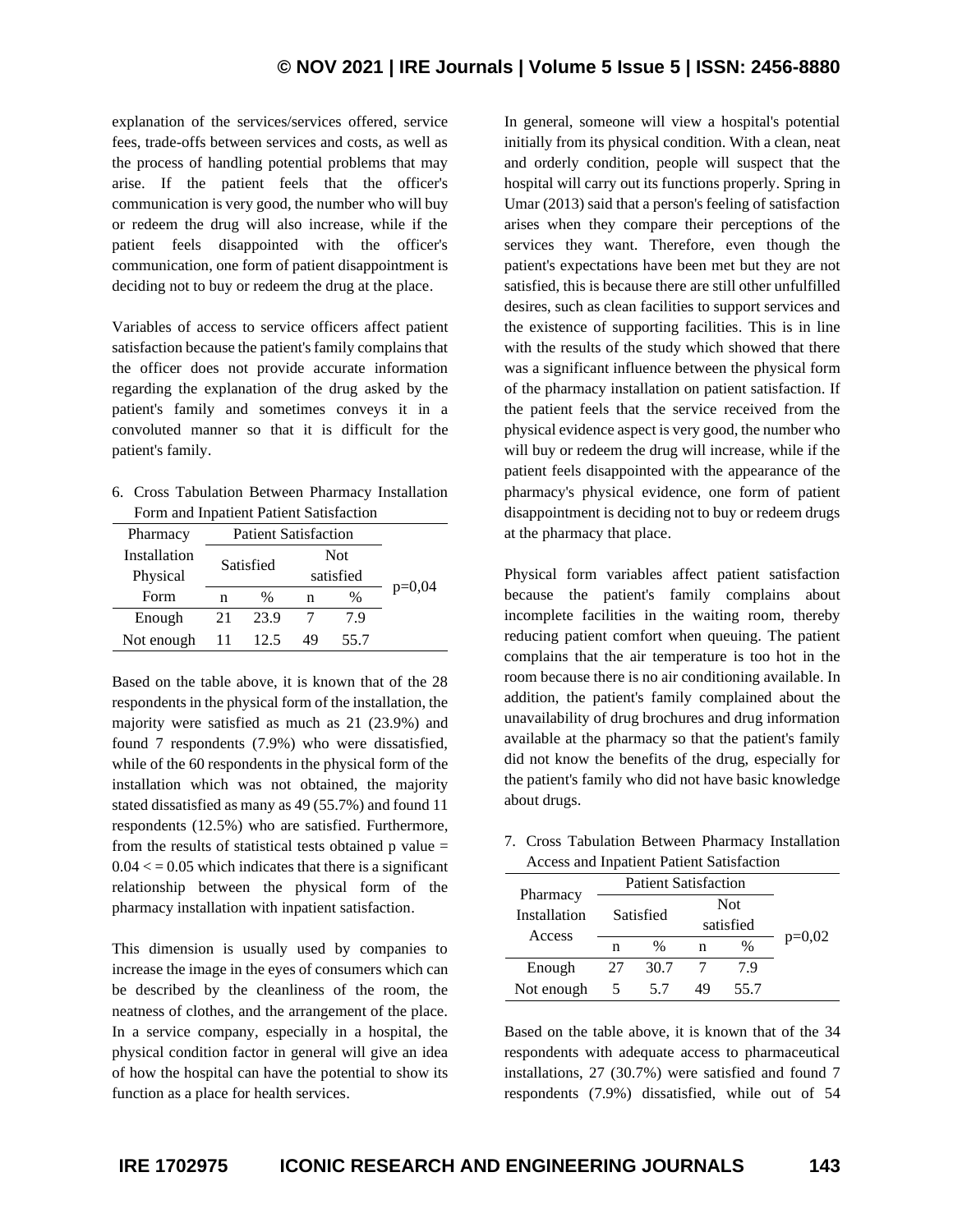explanation of the services/services offered, service fees, trade-offs between services and costs, as well as the process of handling potential problems that may arise. If the patient feels that the officer's communication is very good, the number who will buy or redeem the drug will also increase, while if the patient feels disappointed with the officer's communication, one form of patient disappointment is deciding not to buy or redeem the drug at the place.

Variables of access to service officers affect patient satisfaction because the patient's family complains that the officer does not provide accurate information regarding the explanation of the drug asked by the patient's family and sometimes conveys it in a convoluted manner so that it is difficult for the patient's family.

6. Cross Tabulation Between Pharmacy Installation Form and Inpatient Patient Satisfaction

| Pharmacy Installation Physical Form | Patient Satisfaction | | | | |
|---|---|---|---|---|---|
| | Satisfied | | Not satisfied | | p=0,04 |
| | n | % | n | % | |
| Enough | 21 | 23.9 | 7 | 7.9 | |
| Not enough | 11 | 12.5 | 49 | 55.7 | |

Based on the table above, it is known that of the 28 respondents in the physical form of the installation, the majority were satisfied as much as 21 (23.9%) and found 7 respondents (7.9%) who were dissatisfied, while of the 60 respondents in the physical form of the installation which was not obtained, the majority stated dissatisfied as many as 49 (55.7%) and found 11 respondents (12.5%) who are satisfied. Furthermore, from the results of statistical tests obtained p value = 0.04 < = 0.05 which indicates that there is a significant relationship between the physical form of the pharmacy installation with inpatient satisfaction.

This dimension is usually used by companies to increase the image in the eyes of consumers which can be described by the cleanliness of the room, the neatness of clothes, and the arrangement of the place. In a service company, especially in a hospital, the physical condition factor in general will give an idea of how the hospital can have the potential to show its function as a place for health services.

In general, someone will view a hospital's potential initially from its physical condition. With a clean, neat and orderly condition, people will suspect that the hospital will carry out its functions properly. Spring in Umar (2013) said that a person's feeling of satisfaction arises when they compare their perceptions of the services they want. Therefore, even though the patient's expectations have been met but they are not satisfied, this is because there are still other unfulfilled desires, such as clean facilities to support services and the existence of supporting facilities. This is in line with the results of the study which showed that there was a significant influence between the physical form of the pharmacy installation on patient satisfaction. If the patient feels that the service received from the physical evidence aspect is very good, the number who will buy or redeem the drug will increase, while if the patient feels disappointed with the appearance of the pharmacy's physical evidence, one form of patient disappointment is deciding not to buy or redeem drugs at the pharmacy that place.

Physical form variables affect patient satisfaction because the patient's family complains about incomplete facilities in the waiting room, thereby reducing patient comfort when queuing. The patient complains that the air temperature is too hot in the room because there is no air conditioning available. In addition, the patient's family complained about the unavailability of drug brochures and drug information available at the pharmacy so that the patient's family did not know the benefits of the drug, especially for the patient's family who did not have basic knowledge about drugs.

7. Cross Tabulation Between Pharmacy Installation Access and Inpatient Patient Satisfaction

| Pharmacy Installation Access | Patient Satisfaction | | | | |
|---|---|---|---|---|---|
| | Satisfied | | Not satisfied | | p=0,02 |
| | n | % | n | % | |
| Enough | 27 | 30.7 | 7 | 7.9 | |
| Not enough | 5 | 5.7 | 49 | 55.7 | |

Based on the table above, it is known that of the 34 respondents with adequate access to pharmaceutical installations, 27 (30.7%) were satisfied and found 7 respondents (7.9%) dissatisfied, while out of 54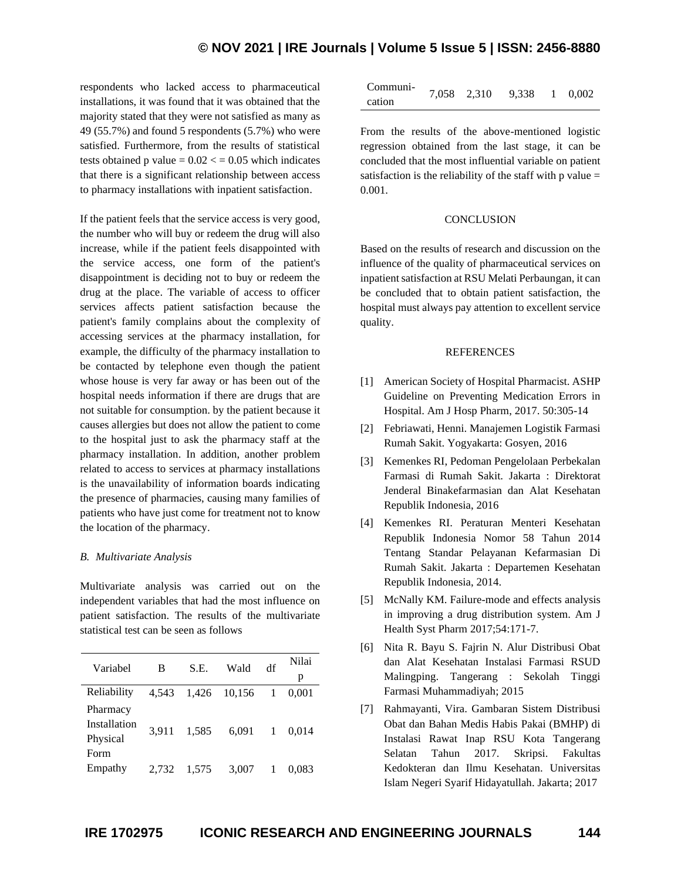respondents who lacked access to pharmaceutical installations, it was found that it was obtained that the majority stated that they were not satisfied as many as 49 (55.7%) and found 5 respondents (5.7%) who were satisfied. Furthermore, from the results of statistical tests obtained p value = 0.02 < = 0.05 which indicates that there is a significant relationship between access to pharmacy installations with inpatient satisfaction.

If the patient feels that the service access is very good, the number who will buy or redeem the drug will also increase, while if the patient feels disappointed with the service access, one form of the patient's disappointment is deciding not to buy or redeem the drug at the place. The variable of access to officer services affects patient satisfaction because the patient's family complains about the complexity of accessing services at the pharmacy installation, for example, the difficulty of the pharmacy installation to be contacted by telephone even though the patient whose house is very far away or has been out of the hospital needs information if there are drugs that are not suitable for consumption. by the patient because it causes allergies but does not allow the patient to come to the hospital just to ask the pharmacy staff at the pharmacy installation. In addition, another problem related to access to services at pharmacy installations is the unavailability of information boards indicating the presence of pharmacies, causing many families of patients who have just come for treatment not to know the location of the pharmacy.

### *B. Multivariate Analysis*

Multivariate analysis was carried out on the independent variables that had the most influence on patient satisfaction. The results of the multivariate statistical test can be seen as follows

| Variabel | B | S.E. | Wald | df | Nilai p |
|---|---|---|---|---|---|
| Reliability | 4,543 | 1,426 | 10,156 | 1 | 0,001 |
| Pharmacy Installation Physical Form | 3,911 | 1,585 | 6,091 | 1 | 0,014 |
| Empathy | 2,732 | 1,575 | 3,007 | 1 | 0,083 |
| Communi-cation | 7,058 | 2,310 | 9,338 | 1 | 0,002 |

From the results of the above-mentioned logistic regression obtained from the last stage, it can be concluded that the most influential variable on patient satisfaction is the reliability of the staff with p value = 0.001.

## CONCLUSION

Based on the results of research and discussion on the influence of the quality of pharmaceutical services on inpatient satisfaction at RSU Melati Perbaungan, it can be concluded that to obtain patient satisfaction, the hospital must always pay attention to excellent service quality.

## REFERENCES

[1] American Society of Hospital Pharmacist. ASHP Guideline on Preventing Medication Errors in Hospital. Am J Hosp Pharm, 2017. 50:305-14

[2] Febriawati, Henni. Manajemen Logistik Farmasi Rumah Sakit. Yogyakarta: Gosyen, 2016

[3] Kemenkes RI, Pedoman Pengelolaan Perbekalan Farmasi di Rumah Sakit. Jakarta : Direktorat Jenderal Binakefarmasian dan Alat Kesehatan Republik Indonesia, 2016

[4] Kemenkes RI. Peraturan Menteri Kesehatan Republik Indonesia Nomor 58 Tahun 2014 Tentang Standar Pelayanan Kefarmasian Di Rumah Sakit. Jakarta : Departemen Kesehatan Republik Indonesia, 2014.

[5] McNally KM. Failure-mode and effects analysis in improving a drug distribution system. Am J Health Syst Pharm 2017;54:171-7.

[6] Nita R. Bayu S. Fajrin N. Alur Distribusi Obat dan Alat Kesehatan Instalasi Farmasi RSUD Malingping. Tangerang : Sekolah Tinggi Farmasi Muhammadiyah; 2015

[7] Rahmayanti, Vira. Gambaran Sistem Distribusi Obat dan Bahan Medis Habis Pakai (BMHP) di Instalasi Rawat Inap RSU Kota Tangerang Selatan Tahun 2017. Skripsi. Fakultas Kedokteran dan Ilmu Kesehatan. Universitas Islam Negeri Syarif Hidayatullah. Jakarta; 2017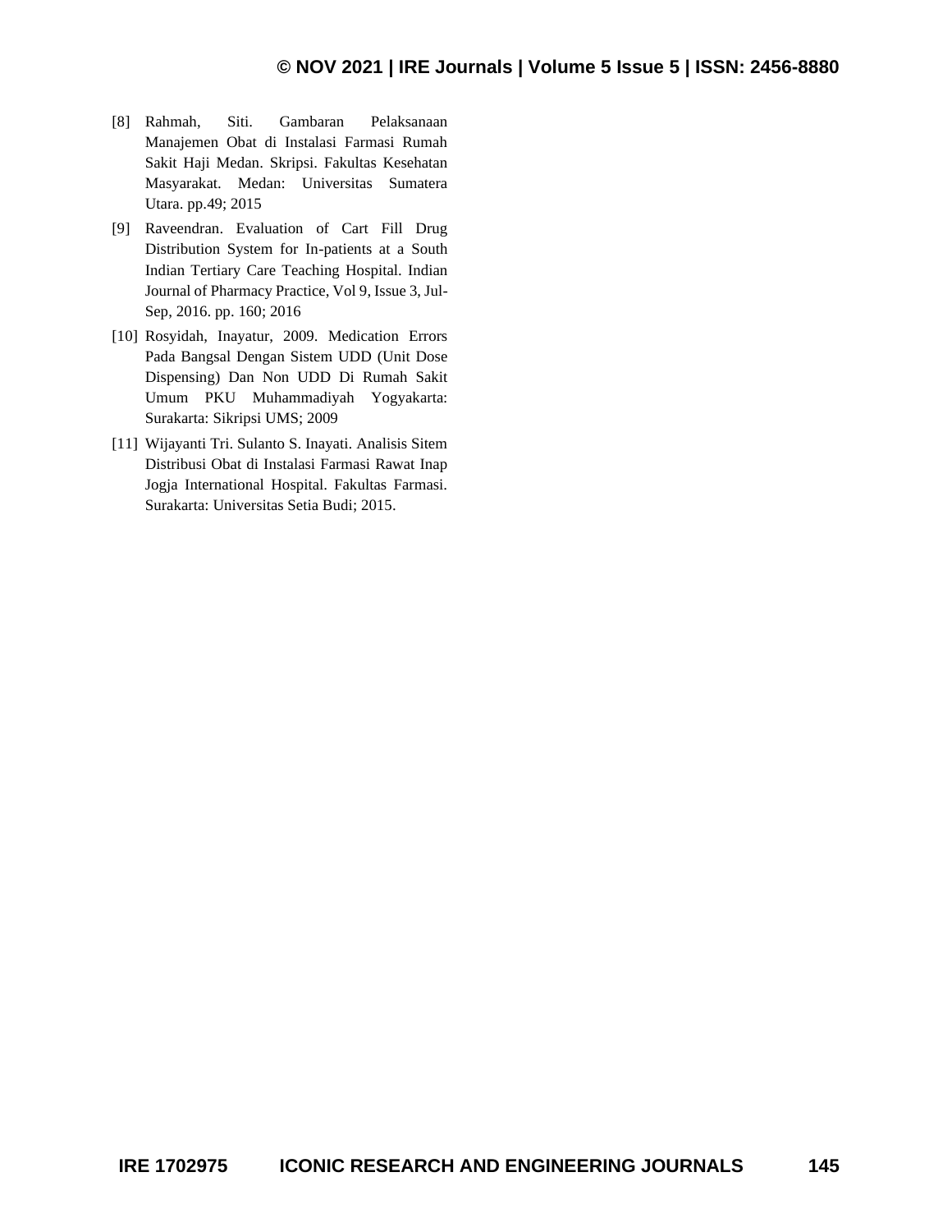[8] Rahmah, Siti. Gambaran Pelaksanaan Manajemen Obat di Instalasi Farmasi Rumah Sakit Haji Medan. Skripsi. Fakultas Kesehatan Masyarakat. Medan: Universitas Sumatera Utara. pp.49; 2015

[9] Raveendran. Evaluation of Cart Fill Drug Distribution System for In-patients at a South Indian Tertiary Care Teaching Hospital. Indian Journal of Pharmacy Practice, Vol 9, Issue 3, Jul-Sep, 2016. pp. 160; 2016

[10] Rosyidah, Inayatur, 2009. Medication Errors Pada Bangsal Dengan Sistem UDD (Unit Dose Dispensing) Dan Non UDD Di Rumah Sakit Umum PKU Muhammadiyah Yogyakarta: Surakarta: Sikripsi UMS; 2009

[11] Wijayanti Tri. Sulanto S. Inayati. Analisis Sitem Distribusi Obat di Instalasi Farmasi Rawat Inap Jogja International Hospital. Fakultas Farmasi. Surakarta: Universitas Setia Budi; 2015.